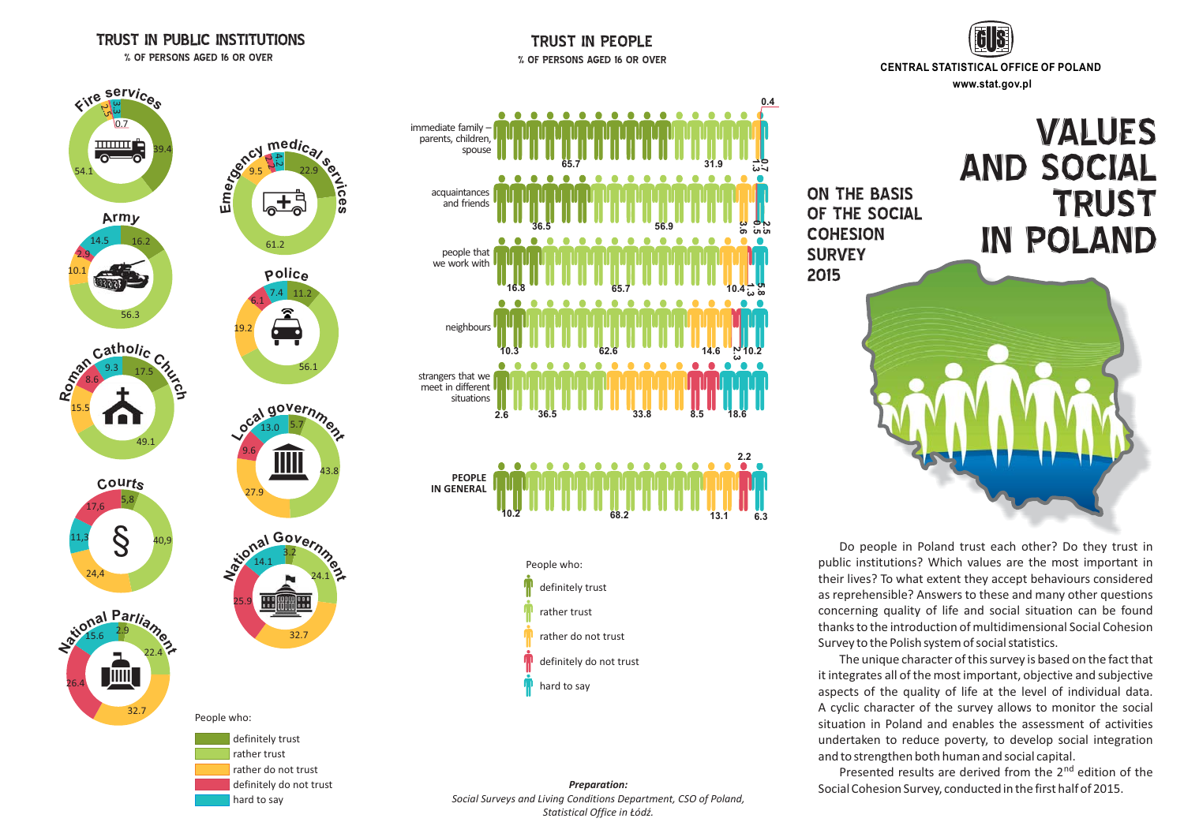# VALUES AND SOCIAL TRUST IN POLAND

CENTRAL STATISTICAL OFFICE OF POLAND
www.stat.gov.pl

ON THE BASIS OF THE SOCIAL COHESION SURVEY 2015

## TRUST IN PUBLIC INSTITUTIONS

% OF PERSONS AGED 16 OR OVER

Fire services
39.4
54.1
2.5
3.3
0.7

Emergency medical services
22.9
61.2
9.5
2.2
4.2

Army
16.2
56.3
10.1
2.9
14.5

Police
11.2
56.1
19.2
6.1
7.4

Roman Catholic Church
17.5
49.1
15.5
8.6
9.3

Local government
5.7
43.8
27.9
9.6
13.0

Courts
5,8
40,9
24,4
17,6
11,3

National Government
3.2
24.1
32.7
25.9
14.1

National Parliament
2.9
22.4
32.7
26.4
15.6

People who:
- definitely trust
- rather trust
- rather do not trust
- definitely do not trust
- hard to say

## TRUST IN PEOPLE

% OF PERSONS AGED 16 OR OVER

immediate family – parents, children, spouse
65.7
31.9
1.3
0.7
0.4

acquaintances and friends
36.5
56.9
3.6
0.5
2.5

people that we work with
16.8
65.7
10.4
1.3
5.8

neighbours
10.3
62.6
14.6
2.3
10.2

strangers that we meet in different situations
2.6
36.5
33.8
8.5
18.6

PEOPLE IN GENERAL
10.2
68.2
13.1
2.2
6.3

People who:
- definitely trust
- rather trust
- rather do not trust
- definitely do not trust
- hard to say

Do people in Poland trust each other? Do they trust in public institutions? Which values are the most important in their lives? To what extent they accept behaviours considered as reprehensible? Answers to these and many other questions concerning quality of life and social situation can be found thanks to the introduction of multidimensional Social Cohesion Survey to the Polish system of social statistics.

The unique character of this survey is based on the fact that it integrates all of the most important, objective and subjective aspects of the quality of life at the level of individual data. A cyclic character of the survey allows to monitor the social situation in Poland and enables the assessment of activities undertaken to reduce poverty, to develop social integration and to strengthen both human and social capital.

Presented results are derived from the 2nd edition of the Social Cohesion Survey, conducted in the first half of 2015.

***Preparation:***
*Social Surveys and Living Conditions Department, CSO of Poland, Statistical Office in Łódź.*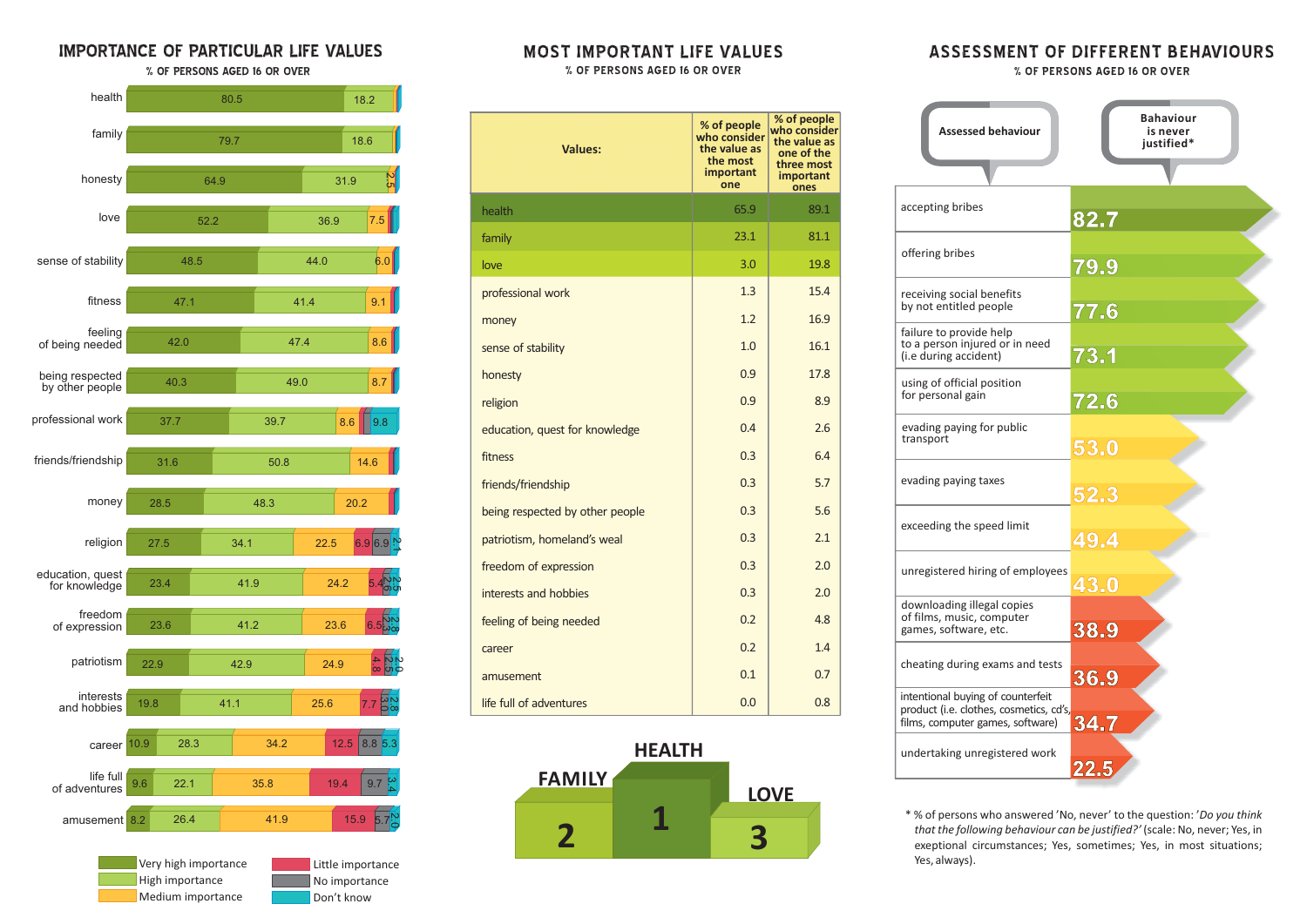## IMPORTANCE OF PARTICULAR LIFE VALUES

% OF PERSONS AGED 16 OR OVER

health 80.5 18.2

family 79.7 18.6

honesty 64.9 31.9 2.5

love 52.2 36.9 7.5

sense of stability 48.5 44.0 6.0

fitness 47.1 41.4 9.1

feeling of being needed 42.0 47.4 8.6

being respected by other people 40.3 49.0 8.7

professional work 37.7 39.7 8.6 9.8

friends/friendship 31.6 50.8 14.6

money 28.5 48.3 20.2

religion 27.5 34.1 22.5 6.9 6.9 2.1

education, quest for knowledge 23.4 41.9 24.2 5.4 2.5 2.6

freedom of expression 23.6 41.2 23.6 6.5 2.3 2.8

patriotism 22.9 42.9 24.9 4.8 2.5 2.0

interests and hobbies 19.8 41.1 25.6 7.7 3.0 2.8

career 10.9 28.3 34.2 12.5 8.8 5.3

life full of adventures 9.6 22.1 35.8 19.4 9.7 3.4

amusement 8.2 26.4 41.9 15.9 5.7 2.0

Very high importance

High importance

Medium importance

Little importance

No importance

Don't know

## MOST IMPORTANT LIFE VALUES

% OF PERSONS AGED 16 OR OVER

| Values: | % of people who consider the value as the most important one | % of people who consider the value as one of the three most important ones |
|---|---|---|
| health | 65.9 | 89.1 |
| family | 23.1 | 81.1 |
| love | 3.0 | 19.8 |
| professional work | 1.3 | 15.4 |
| money | 1.2 | 16.9 |
| sense of stability | 1.0 | 16.1 |
| honesty | 0.9 | 17.8 |
| religion | 0.9 | 8.9 |
| education, quest for knowledge | 0.4 | 2.6 |
| fitness | 0.3 | 6.4 |
| friends/friendship | 0.3 | 5.7 |
| being respected by other people | 0.3 | 5.6 |
| patriotism, homeland's weal | 0.3 | 2.1 |
| freedom of expression | 0.3 | 2.0 |
| interests and hobbies | 0.3 | 2.0 |
| feeling of being needed | 0.2 | 4.8 |
| career | 0.2 | 1.4 |
| amusement | 0.1 | 0.7 |
| life full of adventures | 0.0 | 0.8 |

HEALTH 1

FAMILY 2

LOVE 3

## ASSESSMENT OF DIFFERENT BEHAVIOURS

% OF PERSONS AGED 16 OR OVER

| Assessed behaviour | Bahaviour is never justified* |
|---|---|
| accepting bribes | 82.7 |
| offering bribes | 79.9 |
| receiving social benefits by not entitled people | 77.6 |
| failure to provide help to a person injured or in need (i.e during accident) | 73.1 |
| using of official position for personal gain | 72.6 |
| evading paying for public transport | 53.0 |
| evading paying taxes | 52.3 |
| exceeding the speed limit | 49.4 |
| unregistered hiring of employees | 43.0 |
| downloading illegal copies of films, music, computer games, software, etc. | 38.9 |
| cheating during exams and tests | 36.9 |
| intentional buying of counterfeit product (i.e. clothes, cosmetics, cd's, films, computer games, software) | 34.7 |
| undertaking unregistered work | 22.5 |

* % of persons who answered 'No, never' to the question: '*Do you think that the following behaviour can be justified?*' (scale: No, never; Yes, in exeptional circumstances; Yes, sometimes; Yes, in most situations; Yes, always).